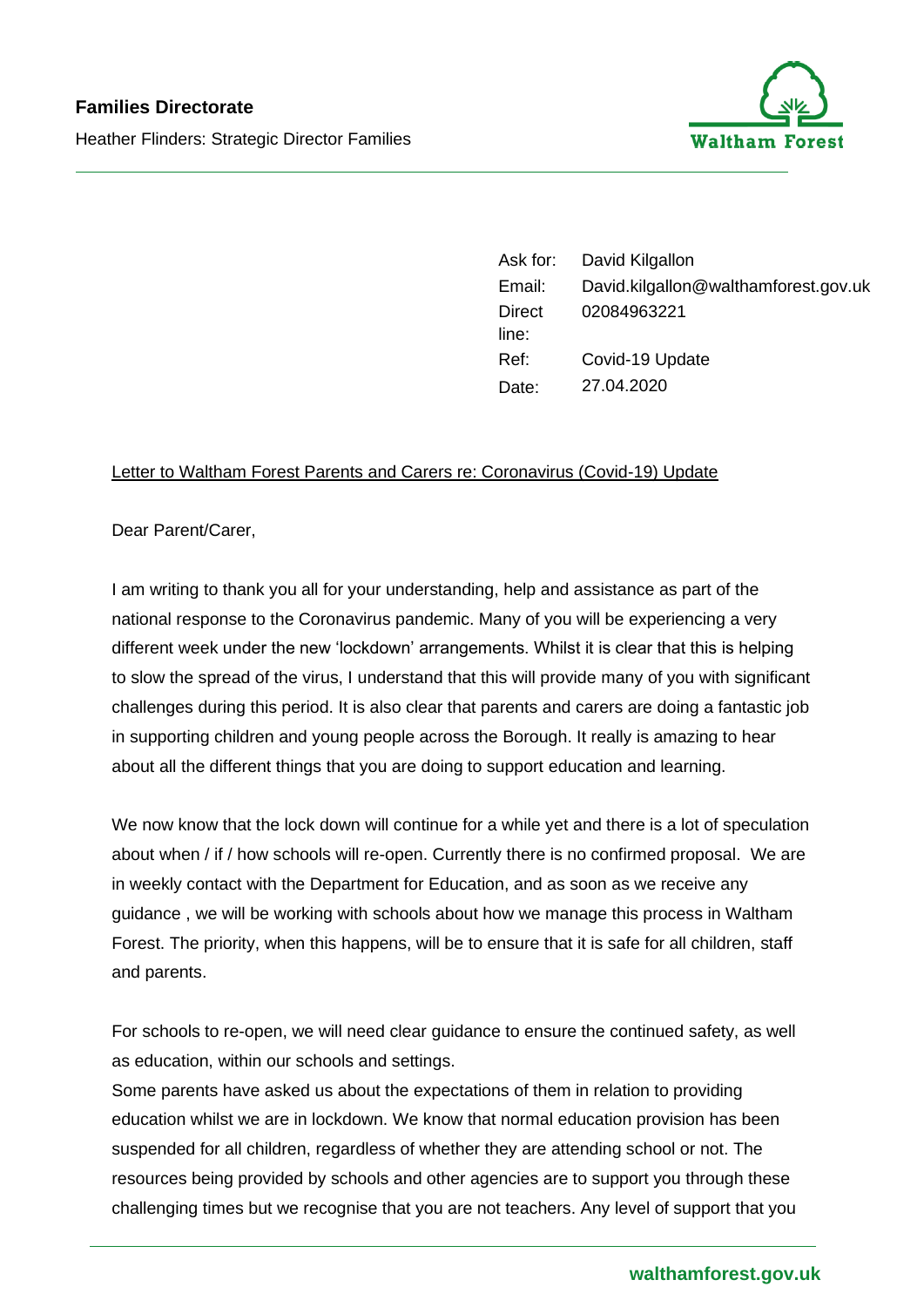**Families Directorate**

Heather Flinders: Strategic Director Families

Waltham Forest

| | |
|---|---|
| Ask for: | David Kilgallon |
| Email: | David.kilgallon@walthamforest.gov.uk |
| Direct line: | 02084963221 |
| Ref: | Covid-19 Update |
| Date: | 27.04.2020 |

Letter to Waltham Forest Parents and Carers re: Coronavirus (Covid-19) Update

Dear Parent/Carer,

I am writing to thank you all for your understanding, help and assistance as part of the national response to the Coronavirus pandemic. Many of you will be experiencing a very different week under the new 'lockdown' arrangements. Whilst it is clear that this is helping to slow the spread of the virus, I understand that this will provide many of you with significant challenges during this period. It is also clear that parents and carers are doing a fantastic job in supporting children and young people across the Borough. It really is amazing to hear about all the different things that you are doing to support education and learning.

We now know that the lock down will continue for a while yet and there is a lot of speculation about when / if / how schools will re-open. Currently there is no confirmed proposal. We are in weekly contact with the Department for Education, and as soon as we receive any guidance , we will be working with schools about how we manage this process in Waltham Forest. The priority, when this happens, will be to ensure that it is safe for all children, staff and parents.

For schools to re-open, we will need clear guidance to ensure the continued safety, as well as education, within our schools and settings.

Some parents have asked us about the expectations of them in relation to providing education whilst we are in lockdown. We know that normal education provision has been suspended for all children, regardless of whether they are attending school or not. The resources being provided by schools and other agencies are to support you through these challenging times but we recognise that you are not teachers. Any level of support that you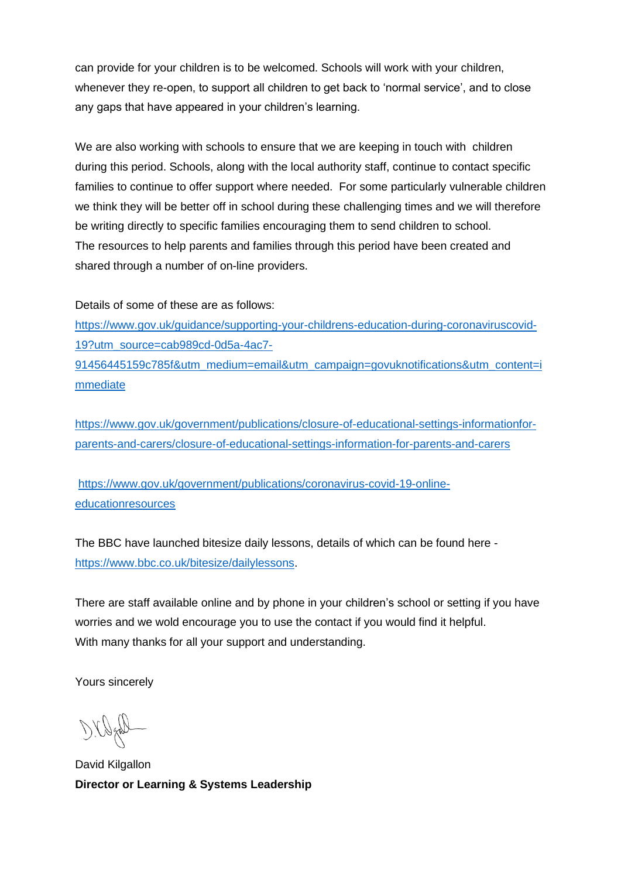can provide for your children is to be welcomed. Schools will work with your children, whenever they re-open, to support all children to get back to 'normal service', and to close any gaps that have appeared in your children's learning.

We are also working with schools to ensure that we are keeping in touch with children during this period. Schools, along with the local authority staff, continue to contact specific families to continue to offer support where needed. For some particularly vulnerable children we think they will be better off in school during these challenging times and we will therefore be writing directly to specific families encouraging them to send children to school. The resources to help parents and families through this period have been created and shared through a number of on-line providers.

Details of some of these are as follows:
https://www.gov.uk/guidance/supporting-your-childrens-education-during-coronaviruscovid-19?utm_source=cab989cd-0d5a-4ac7-91456445159c785f&utm_medium=email&utm_campaign=govuknotifications&utm_content=immediate

https://www.gov.uk/government/publications/closure-of-educational-settings-informationfor-parents-and-carers/closure-of-educational-settings-information-for-parents-and-carers

https://www.gov.uk/government/publications/coronavirus-covid-19-online-educationresources

The BBC have launched bitesize daily lessons, details of which can be found here - https://www.bbc.co.uk/bitesize/dailylessons.

There are staff available online and by phone in your children's school or setting if you have worries and we wold encourage you to use the contact if you would find it helpful.
With many thanks for all your support and understanding.

Yours sincerely

David Kilgallon
**Director or Learning & Systems Leadership**